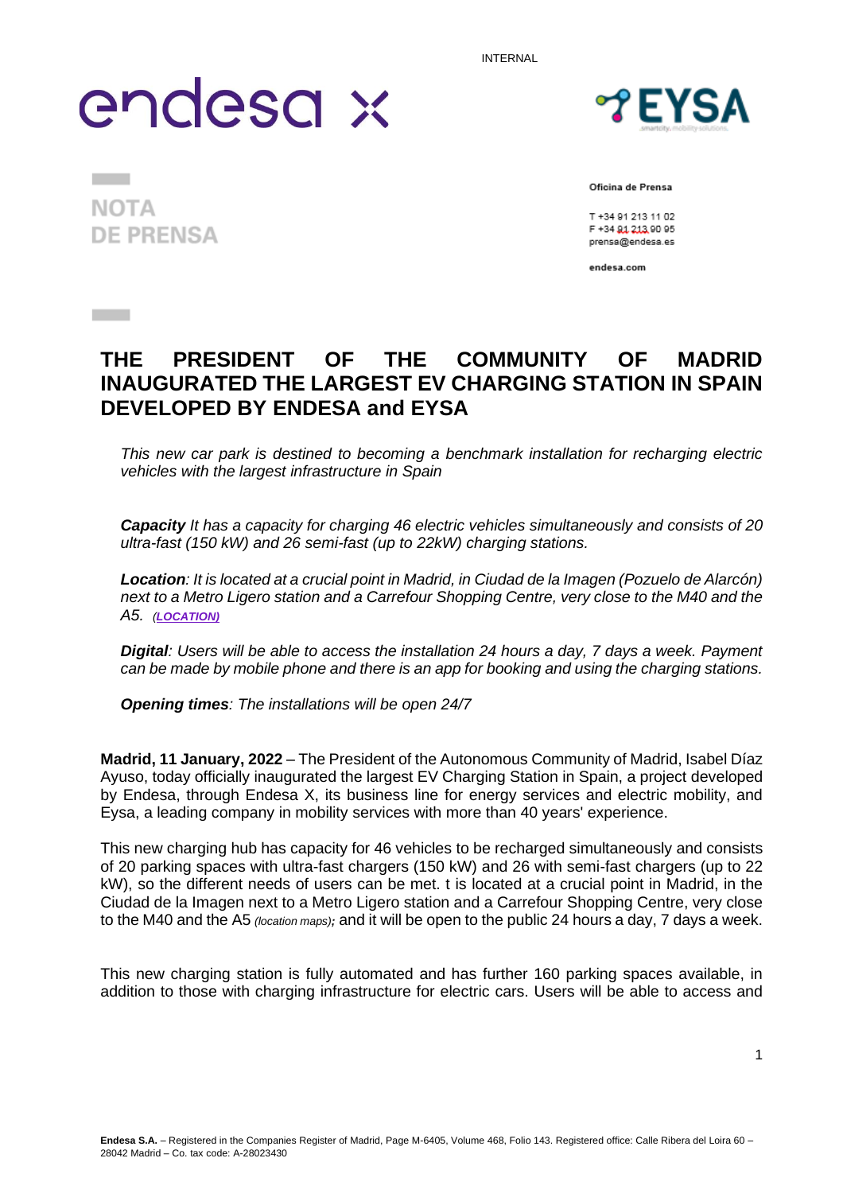INTERNAL

endesa x

EYSA

NOTA DE PRENSA

Oficina de Prensa

T +34 91 213 11 02
F +34 91 213 90 95
prensa@endesa.es

endesa.com

# THE PRESIDENT OF THE COMMUNITY OF MADRID INAUGURATED THE LARGEST EV CHARGING STATION IN SPAIN DEVELOPED BY ENDESA and EYSA

*This new car park is destined to becoming a benchmark installation for recharging electric vehicles with the largest infrastructure in Spain*

***Capacity** It has a capacity for charging 46 electric vehicles simultaneously and consists of 20 ultra-fast (150 kW) and 26 semi-fast (up to 22kW) charging stations.*

***Location**: It is located at a crucial point in Madrid, in Ciudad de la Imagen (Pozuelo de Alarcón) next to a Metro Ligero station and a Carrefour Shopping Centre, very close to the M40 and the A5. (**LOCATION)***

***Digital**: Users will be able to access the installation 24 hours a day, 7 days a week. Payment can be made by mobile phone and there is an app for booking and using the charging stations.*

***Opening times**: The installations will be open 24/7*

**Madrid, 11 January, 2022** – The President of the Autonomous Community of Madrid, Isabel Díaz Ayuso, today officially inaugurated the largest EV Charging Station in Spain, a project developed by Endesa, through Endesa X, its business line for energy services and electric mobility, and Eysa, a leading company in mobility services with more than 40 years' experience.

This new charging hub has capacity for 46 vehicles to be recharged simultaneously and consists of 20 parking spaces with ultra-fast chargers (150 kW) and 26 with semi-fast chargers (up to 22 kW), so the different needs of users can be met. t is located at a crucial point in Madrid, in the Ciudad de la Imagen next to a Metro Ligero station and a Carrefour Shopping Centre, very close to the M40 and the A5 *(location maps)*; and it will be open to the public 24 hours a day, 7 days a week.

This new charging station is fully automated and has further 160 parking spaces available, in addition to those with charging infrastructure for electric cars. Users will be able to access and

**Endesa S.A.** – Registered in the Companies Register of Madrid, Page M-6405, Volume 468, Folio 143. Registered office: Calle Ribera del Loira 60 – 28042 Madrid – Co. tax code: A-28023430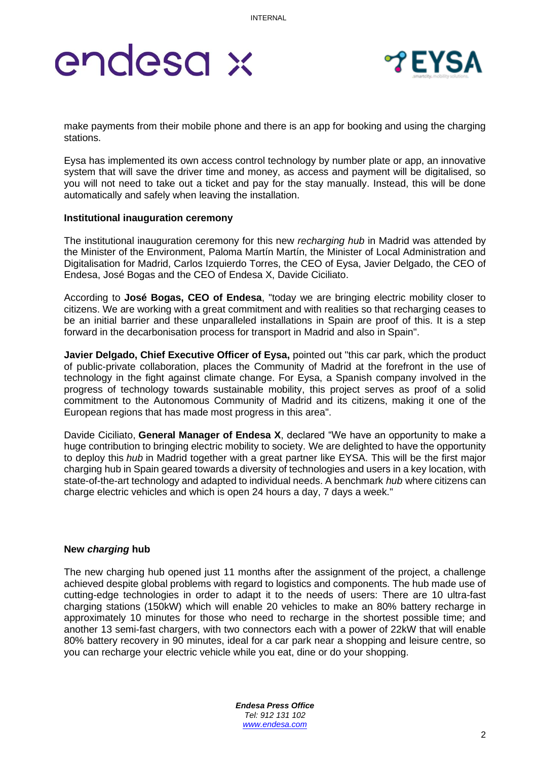make payments from their mobile phone and there is an app for booking and using the charging stations.

Eysa has implemented its own access control technology by number plate or app, an innovative system that will save the driver time and money, as access and payment will be digitalised, so you will not need to take out a ticket and pay for the stay manually. Instead, this will be done automatically and safely when leaving the installation.

**Institutional inauguration ceremony**

The institutional inauguration ceremony for this new *recharging hub* in Madrid was attended by the Minister of the Environment, Paloma Martín Martín, the Minister of Local Administration and Digitalisation for Madrid, Carlos Izquierdo Torres, the CEO of Eysa, Javier Delgado, the CEO of Endesa, José Bogas and the CEO of Endesa X, Davide Ciciliato.

According to **José Bogas, CEO of Endesa**, "today we are bringing electric mobility closer to citizens. We are working with a great commitment and with realities so that recharging ceases to be an initial barrier and these unparalleled installations in Spain are proof of this. It is a step forward in the decarbonisation process for transport in Madrid and also in Spain".

**Javier Delgado, Chief Executive Officer of Eysa,** pointed out "this car park, which the product of public-private collaboration, places the Community of Madrid at the forefront in the use of technology in the fight against climate change. For Eysa, a Spanish company involved in the progress of technology towards sustainable mobility, this project serves as proof of a solid commitment to the Autonomous Community of Madrid and its citizens, making it one of the European regions that has made most progress in this area".

Davide Ciciliato, **General Manager of Endesa X**, declared "We have an opportunity to make a huge contribution to bringing electric mobility to society. We are delighted to have the opportunity to deploy this *hub* in Madrid together with a great partner like EYSA. This will be the first major charging hub in Spain geared towards a diversity of technologies and users in a key location, with state-of-the-art technology and adapted to individual needs. A benchmark *hub* where citizens can charge electric vehicles and which is open 24 hours a day, 7 days a week."

**New *charging* hub**

The new charging hub opened just 11 months after the assignment of the project, a challenge achieved despite global problems with regard to logistics and components. The hub made use of cutting-edge technologies in order to adapt it to the needs of users: There are 10 ultra-fast charging stations (150kW) which will enable 20 vehicles to make an 80% battery recharge in approximately 10 minutes for those who need to recharge in the shortest possible time; and another 13 semi-fast chargers, with two connectors each with a power of 22kW that will enable 80% battery recovery in 90 minutes, ideal for a car park near a shopping and leisure centre, so you can recharge your electric vehicle while you eat, dine or do your shopping.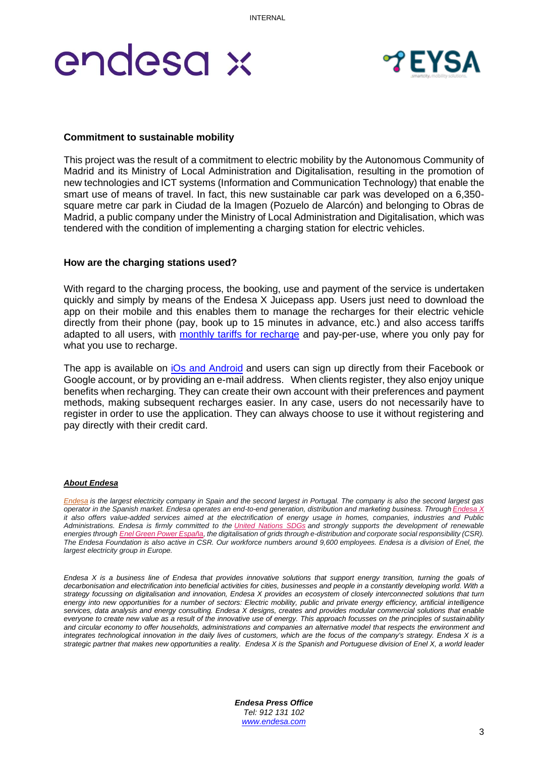**Commitment to sustainable mobility**

This project was the result of a commitment to electric mobility by the Autonomous Community of Madrid and its Ministry of Local Administration and Digitalisation, resulting in the promotion of new technologies and ICT systems (Information and Communication Technology) that enable the smart use of means of travel. In fact, this new sustainable car park was developed on a 6,350-square metre car park in Ciudad de la Imagen (Pozuelo de Alarcón) and belonging to Obras de Madrid, a public company under the Ministry of Local Administration and Digitalisation, which was tendered with the condition of implementing a charging station for electric vehicles.

**How are the charging stations used?**

With regard to the charging process, the booking, use and payment of the service is undertaken quickly and simply by means of the Endesa X Juicepass app. Users just need to download the app on their mobile and this enables them to manage the recharges for their electric vehicle directly from their phone (pay, book up to 15 minutes in advance, etc.) and also access tariffs adapted to all users, with monthly tariffs for recharge and pay-per-use, where you only pay for what you use to recharge.

The app is available on iOs and Android and users can sign up directly from their Facebook or Google account, or by providing an e-mail address. When clients register, they also enjoy unique benefits when recharging. They can create their own account with their preferences and payment methods, making subsequent recharges easier. In any case, users do not necessarily have to register in order to use the application. They can always choose to use it without registering and pay directly with their credit card.

***About Endesa***

*Endesa is the largest electricity company in Spain and the second largest in Portugal. The company is also the second largest gas operator in the Spanish market. Endesa operates an end-to-end generation, distribution and marketing business. Through Endesa X it also offers value-added services aimed at the electrification of energy usage in homes, companies, industries and Public Administrations. Endesa is firmly committed to the United Nations SDGs and strongly supports the development of renewable energies through Enel Green Power España, the digitalisation of grids through e-distribution and corporate social responsibility (CSR). The Endesa Foundation is also active in CSR. Our workforce numbers around 9,600 employees. Endesa is a division of Enel, the largest electricity group in Europe.*

*Endesa X is a business line of Endesa that provides innovative solutions that support energy transition, turning the goals of decarbonisation and electrification into beneficial activities for cities, businesses and people in a constantly developing world. With a strategy focussing on digitalisation and innovation, Endesa X provides an ecosystem of closely interconnected solutions that turn energy into new opportunities for a number of sectors: Electric mobility, public and private energy efficiency, artificial intelligence services, data analysis and energy consulting. Endesa X designs, creates and provides modular commercial solutions that enable everyone to create new value as a result of the innovative use of energy. This approach focusses on the principles of sustainability and circular economy to offer households, administrations and companies an alternative model that respects the environment and integrates technological innovation in the daily lives of customers, which are the focus of the company's strategy. Endesa X is a strategic partner that makes new opportunities a reality. Endesa X is the Spanish and Portuguese division of Enel X, a world leader*

***Endesa Press Office***
*Tel: 912 131 102*
*www.endesa.com*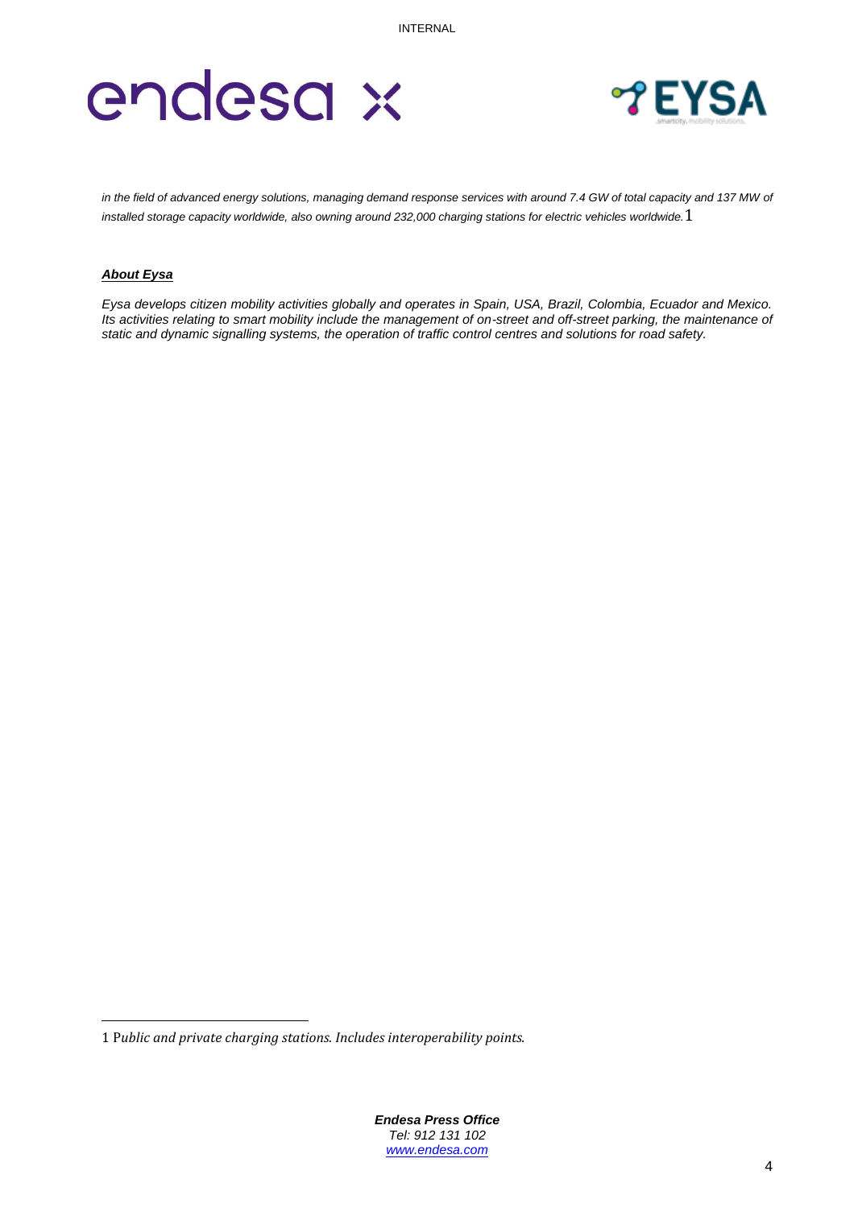*in the field of advanced energy solutions, managing demand response services with around 7.4 GW of total capacity and 137 MW of installed storage capacity worldwide, also owning around 232,000 charging stations for electric vehicles worldwide.*[1]

***About Eysa***

*Eysa develops citizen mobility activities globally and operates in Spain, USA, Brazil, Colombia, Ecuador and Mexico. Its activities relating to smart mobility include the management of on-street and off-street parking, the maintenance of static and dynamic signalling systems, the operation of traffic control centres and solutions for road safety.*

1 P*ublic and private charging stations. Includes interoperability points.*

***Endesa Press Office***
*Tel: 912 131 102*
*www.endesa.com*